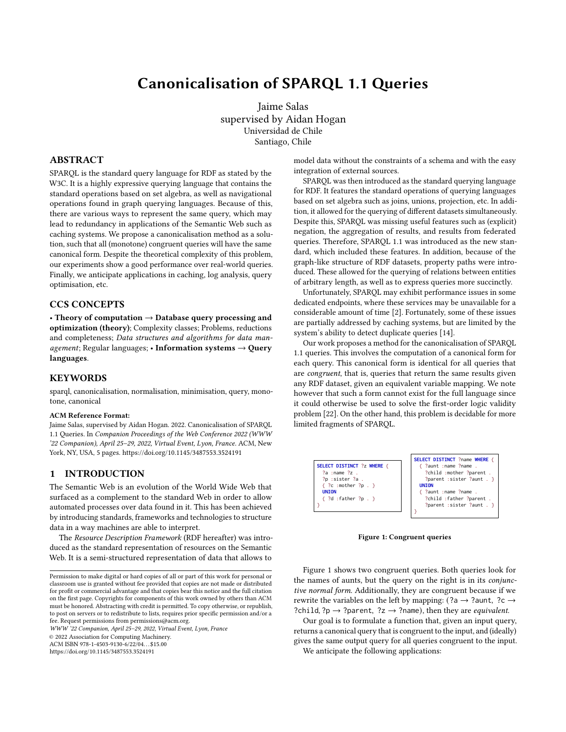# Canonicalisation of SPARQL 1.1 Queries

Jaime Salas
supervised by Aidan Hogan
Universidad de Chile
Santiago, Chile

## ABSTRACT

SPARQL is the standard query language for RDF as stated by the W3C. It is a highly expressive querying language that contains the standard operations based on set algebra, as well as navigational operations found in graph querying languages. Because of this, there are various ways to represent the same query, which may lead to redundancy in applications of the Semantic Web such as caching systems. We propose a canonicalisation method as a solution, such that all (monotone) congruent queries will have the same canonical form. Despite the theoretical complexity of this problem, our experiments show a good performance over real-world queries. Finally, we anticipate applications in caching, log analysis, query optimisation, etc.

## CCS CONCEPTS

• **Theory of computation → Database query processing and optimization (theory)**; Complexity classes; Problems, reductions and completeness; *Data structures and algorithms for data management*; Regular languages; • **Information systems → Query languages**.

## KEYWORDS

sparql, canonicalisation, normalisation, minimisation, query, monotone, canonical

**ACM Reference Format:**

Jaime Salas, supervised by Aidan Hogan. 2022. Canonicalisation of SPARQL 1.1 Queries. In *Companion Proceedings of the Web Conference 2022 (WWW '22 Companion), April 25–29, 2022, Virtual Event, Lyon, France.* ACM, New York, NY, USA, 5 pages. https://doi.org/10.1145/3487553.3524191

## 1 INTRODUCTION

The Semantic Web is an evolution of the World Wide Web that surfaced as a complement to the standard Web in order to allow automated processes over data found in it. This has been achieved by introducing standards, frameworks and technologies to structure data in a way machines are able to interpret.

The *Resource Description Framework* (RDF hereafter) was introduced as the standard representation of resources on the Semantic Web. It is a semi-structured representation of data that allows to model data without the constraints of a schema and with the easy integration of external sources.

SPARQL was then introduced as the standard querying language for RDF. It features the standard operations of querying languages based on set algebra such as joins, unions, projection, etc. In addition, it allowed for the querying of different datasets simultaneously. Despite this, SPARQL was missing useful features such as (explicit) negation, the aggregation of results, and results from federated queries. Therefore, SPARQL 1.1 was introduced as the new standard, which included these features. In addition, because of the graph-like structure of RDF datasets, property paths were introduced. These allowed for the querying of relations between entities of arbitrary length, as well as to express queries more succinctly.

Unfortunately, SPARQL may exhibit performance issues in some dedicated endpoints, where these services may be unavailable for a considerable amount of time [2]. Fortunately, some of these issues are partially addressed by caching systems, but are limited by the system's ability to detect duplicate queries [14].

Our work proposes a method for the canonicalisation of SPARQL 1.1 queries. This involves the computation of a canonical form for each query. This canonical form is identical for all queries that are *congruent*, that is, queries that return the same results given any RDF dataset, given an equivalent variable mapping. We note however that such a form cannot exist for the full language since it could otherwise be used to solve the first-order logic validity problem [22]. On the other hand, this problem is decidable for more limited fragments of SPARQL.

```
SELECT DISTINCT ?z WHERE {
  ?a :name ?z .
  ?p :sister ?a .
  { ?c :mother ?p . }
  UNION
  { ?d :father ?p . }
}
```

```
SELECT DISTINCT ?name WHERE {
  { ?aunt :name ?name .
    ?child :mother ?parent .
    ?parent :sister ?aunt . }
  UNION
  { ?aunt :name ?name .
    ?child :father ?parent .
    ?parent :sister ?aunt . }
}
```

**Figure 1: Congruent queries**

Figure 1 shows two congruent queries. Both queries look for the names of aunts, but the query on the right is in its *conjunctive normal form*. Additionally, they are congruent because if we rewrite the variables on the left by mapping: (?a → ?aunt, ?c → ?child, ?p → ?parent, ?z → ?name), then they are *equivalent*.

Our goal is to formulate a function that, given an input query, returns a canonical query that is congruent to the input, and (ideally) gives the same output query for all queries congruent to the input.

We anticipate the following applications:

---

Permission to make digital or hard copies of all or part of this work for personal or classroom use is granted without fee provided that copies are not made or distributed for profit or commercial advantage and that copies bear this notice and the full citation on the first page. Copyrights for components of this work owned by others than ACM must be honored. Abstracting with credit is permitted. To copy otherwise, or republish, to post on servers or to redistribute to lists, requires prior specific permission and/or a fee. Request permissions from permissions@acm.org.

*WWW '22 Companion, April 25–29, 2022, Virtual Event, Lyon, France*

© 2022 Association for Computing Machinery.

ACM ISBN 978-1-4503-9130-6/22/04…$15.00

https://doi.org/10.1145/3487553.3524191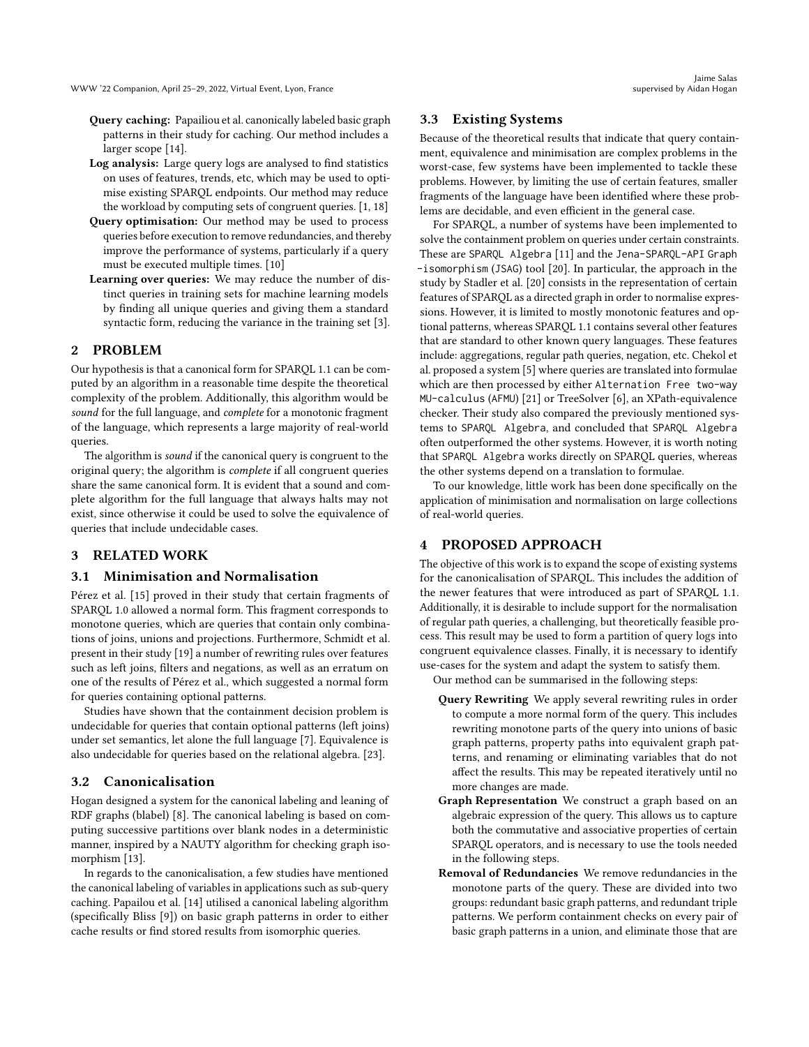- **Query caching:** Papailiou et al. canonically labeled basic graph patterns in their study for caching. Our method includes a larger scope [14].
- **Log analysis:** Large query logs are analysed to find statistics on uses of features, trends, etc, which may be used to optimise existing SPARQL endpoints. Our method may reduce the workload by computing sets of congruent queries. [1, 18]
- **Query optimisation:** Our method may be used to process queries before execution to remove redundancies, and thereby improve the performance of systems, particularly if a query must be executed multiple times. [10]
- **Learning over queries:** We may reduce the number of distinct queries in training sets for machine learning models by finding all unique queries and giving them a standard syntactic form, reducing the variance in the training set [3].

## 2 PROBLEM

Our hypothesis is that a canonical form for SPARQL 1.1 can be computed by an algorithm in a reasonable time despite the theoretical complexity of the problem. Additionally, this algorithm would be *sound* for the full language, and *complete* for a monotonic fragment of the language, which represents a large majority of real-world queries.

The algorithm is *sound* if the canonical query is congruent to the original query; the algorithm is *complete* if all congruent queries share the same canonical form. It is evident that a sound and complete algorithm for the full language that always halts may not exist, since otherwise it could be used to solve the equivalence of queries that include undecidable cases.

## 3 RELATED WORK

### 3.1 Minimisation and Normalisation

Pérez et al. [15] proved in their study that certain fragments of SPARQL 1.0 allowed a normal form. This fragment corresponds to monotone queries, which are queries that contain only combinations of joins, unions and projections. Furthermore, Schmidt et al. present in their study [19] a number of rewriting rules over features such as left joins, filters and negations, as well as an erratum on one of the results of Pérez et al., which suggested a normal form for queries containing optional patterns.

Studies have shown that the containment decision problem is undecidable for queries that contain optional patterns (left joins) under set semantics, let alone the full language [7]. Equivalence is also undecidable for queries based on the relational algebra. [23].

### 3.2 Canonicalisation

Hogan designed a system for the canonical labeling and leaning of RDF graphs (blabel) [8]. The canonical labeling is based on computing successive partitions over blank nodes in a deterministic manner, inspired by a NAUTY algorithm for checking graph isomorphism [13].

In regards to the canonicalisation, a few studies have mentioned the canonical labeling of variables in applications such as sub-query caching. Papailou et al. [14] utilised a canonical labeling algorithm (specifically Bliss [9]) on basic graph patterns in order to either cache results or find stored results from isomorphic queries.

### 3.3 Existing Systems

Because of the theoretical results that indicate that query containment, equivalence and minimisation are complex problems in the worst-case, few systems have been implemented to tackle these problems. However, by limiting the use of certain features, smaller fragments of the language have been identified where these problems are decidable, and even efficient in the general case.

For SPARQL, a number of systems have been implemented to solve the containment problem on queries under certain constraints. These are `SPARQL Algebra` [11] and the `Jena-SPARQL-API Graph-isomorphism` (`JSAG`) tool [20]. In particular, the approach in the study by Stadler et al. [20] consists in the representation of certain features of SPARQL as a directed graph in order to normalise expressions. However, it is limited to mostly monotonic features and optional patterns, whereas SPARQL 1.1 contains several other features that are standard to other known query languages. These features include: aggregations, regular path queries, negation, etc. Chekol et al. proposed a system [5] where queries are translated into formulae which are then processed by either `Alternation Free two-way MU-calculus` (`AFMU`) [21] or TreeSolver [6], an XPath-equivalence checker. Their study also compared the previously mentioned systems to `SPARQL Algebra`, and concluded that `SPARQL Algebra` often outperformed the other systems. However, it is worth noting that `SPARQL Algebra` works directly on SPARQL queries, whereas the other systems depend on a translation to formulae.

To our knowledge, little work has been done specifically on the application of minimisation and normalisation on large collections of real-world queries.

## 4 PROPOSED APPROACH

The objective of this work is to expand the scope of existing systems for the canonicalisation of SPARQL. This includes the addition of the newer features that were introduced as part of SPARQL 1.1. Additionally, it is desirable to include support for the normalisation of regular path queries, a challenging, but theoretically feasible process. This result may be used to form a partition of query logs into congruent equivalence classes. Finally, it is necessary to identify use-cases for the system and adapt the system to satisfy them.

Our method can be summarised in the following steps:

- **Query Rewriting** We apply several rewriting rules in order to compute a more normal form of the query. This includes rewriting monotone parts of the query into unions of basic graph patterns, property paths into equivalent graph patterns, and renaming or eliminating variables that do not affect the results. This may be repeated iteratively until no more changes are made.
- **Graph Representation** We construct a graph based on an algebraic expression of the query. This allows us to capture both the commutative and associative properties of certain SPARQL operators, and is necessary to use the tools needed in the following steps.
- **Removal of Redundancies** We remove redundancies in the monotone parts of the query. These are divided into two groups: redundant basic graph patterns, and redundant triple patterns. We perform containment checks on every pair of basic graph patterns in a union, and eliminate those that are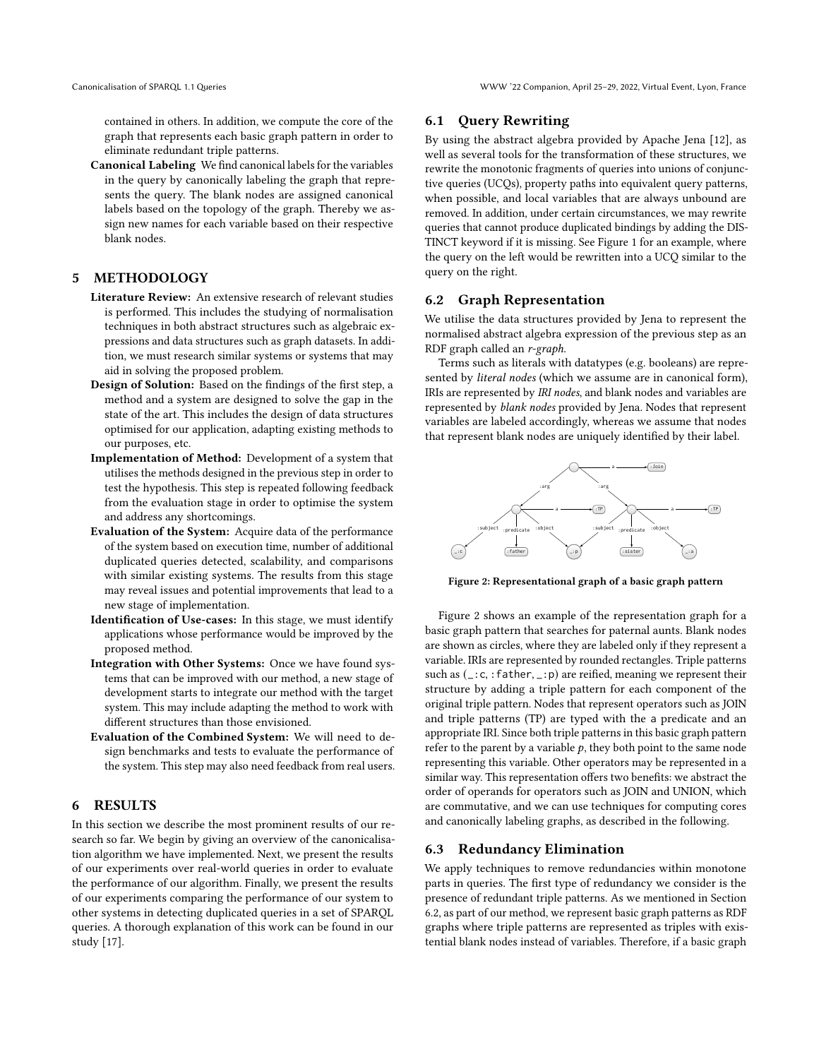contained in others. In addition, we compute the core of the graph that represents each basic graph pattern in order to eliminate redundant triple patterns.

**Canonical Labeling** We find canonical labels for the variables in the query by canonically labeling the graph that represents the query. The blank nodes are assigned canonical labels based on the topology of the graph. Thereby we assign new names for each variable based on their respective blank nodes.

# 5 METHODOLOGY

**Literature Review:** An extensive research of relevant studies is performed. This includes the studying of normalisation techniques in both abstract structures such as algebraic expressions and data structures such as graph datasets. In addition, we must research similar systems or systems that may aid in solving the proposed problem.

**Design of Solution:** Based on the findings of the first step, a method and a system are designed to solve the gap in the state of the art. This includes the design of data structures optimised for our application, adapting existing methods to our purposes, etc.

**Implementation of Method:** Development of a system that utilises the methods designed in the previous step in order to test the hypothesis. This step is repeated following feedback from the evaluation stage in order to optimise the system and address any shortcomings.

**Evaluation of the System:** Acquire data of the performance of the system based on execution time, number of additional duplicated queries detected, scalability, and comparisons with similar existing systems. The results from this stage may reveal issues and potential improvements that lead to a new stage of implementation.

**Identification of Use-cases:** In this stage, we must identify applications whose performance would be improved by the proposed method.

**Integration with Other Systems:** Once we have found systems that can be improved with our method, a new stage of development starts to integrate our method with the target system. This may include adapting the method to work with different structures than those envisioned.

**Evaluation of the Combined System:** We will need to design benchmarks and tests to evaluate the performance of the system. This step may also need feedback from real users.

# 6 RESULTS

In this section we describe the most prominent results of our research so far. We begin by giving an overview of the canonicalisation algorithm we have implemented. Next, we present the results of our experiments over real-world queries in order to evaluate the performance of our algorithm. Finally, we present the results of our experiments comparing the performance of our system to other systems in detecting duplicated queries in a set of SPARQL queries. A thorough explanation of this work can be found in our study [17].

## 6.1 Query Rewriting

By using the abstract algebra provided by Apache Jena [12], as well as several tools for the transformation of these structures, we rewrite the monotonic fragments of queries into unions of conjunctive queries (UCQs), property paths into equivalent query patterns, when possible, and local variables that are always unbound are removed. In addition, under certain circumstances, we may rewrite queries that cannot produce duplicated bindings by adding the DISTINCT keyword if it is missing. See Figure 1 for an example, where the query on the left would be rewritten into a UCQ similar to the query on the right.

## 6.2 Graph Representation

We utilise the data structures provided by Jena to represent the normalised abstract algebra expression of the previous step as an RDF graph called an *r-graph*.

Terms such as literals with datatypes (e.g. booleans) are represented by *literal nodes* (which we assume are in canonical form), IRIs are represented by *IRI nodes*, and blank nodes and variables are represented by *blank nodes* provided by Jena. Nodes that represent variables are labeled accordingly, whereas we assume that nodes that represent blank nodes are uniquely identified by their label.

Figure 2: Representational graph of a basic graph pattern

Figure 2 shows an example of the representation graph for a basic graph pattern that searches for paternal aunts. Blank nodes are shown as circles, where they are labeled only if they represent a variable. IRIs are represented by rounded rectangles. Triple patterns such as (`_:c`, `:father`, `_:p`) are reified, meaning we represent their structure by adding a triple pattern for each component of the original triple pattern. Nodes that represent operators such as JOIN and triple patterns (TP) are typed with the a predicate and an appropriate IRI. Since both triple patterns in this basic graph pattern refer to the parent by a variable $p$, they both point to the same node representing this variable. Other operators may be represented in a similar way. This representation offers two benefits: we abstract the order of operands for operators such as JOIN and UNION, which are commutative, and we can use techniques for computing cores and canonically labeling graphs, as described in the following.

## 6.3 Redundancy Elimination

We apply techniques to remove redundancies within monotone parts in queries. The first type of redundancy we consider is the presence of redundant triple patterns. As we mentioned in Section 6.2, as part of our method, we represent basic graph patterns as RDF graphs where triple patterns are represented as triples with existential blank nodes instead of variables. Therefore, if a basic graph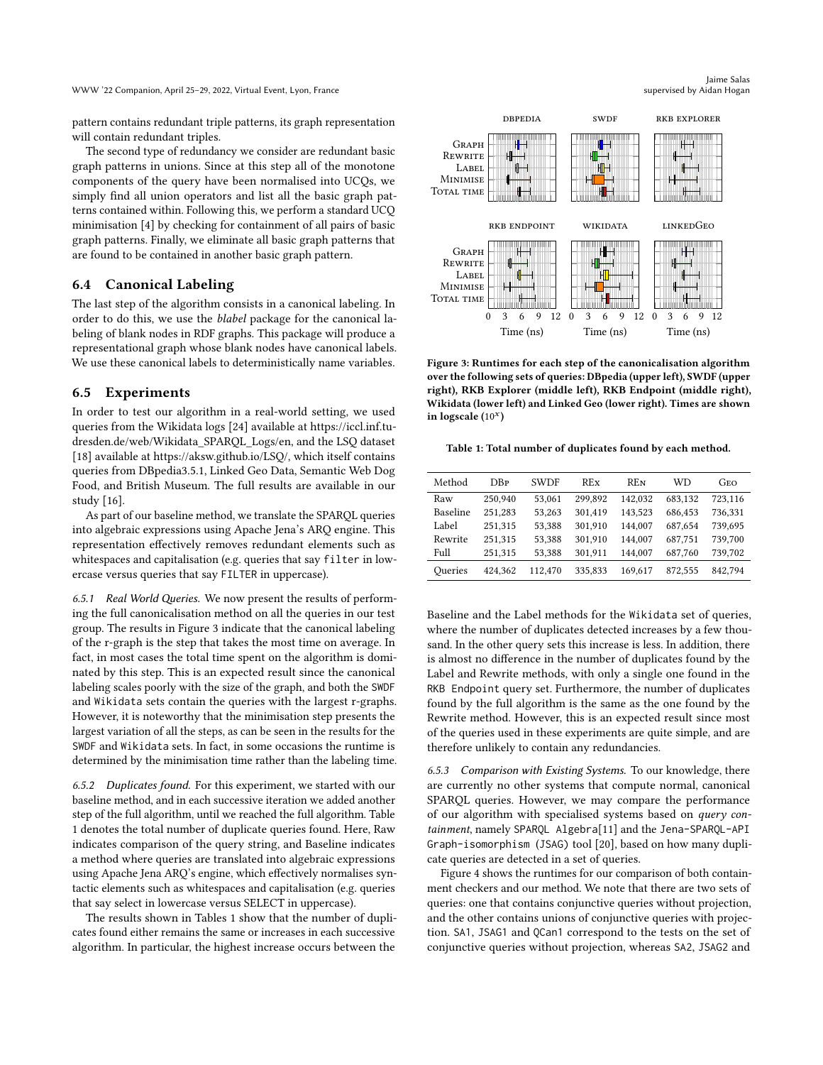pattern contains redundant triple patterns, its graph representation will contain redundant triples.

The second type of redundancy we consider are redundant basic graph patterns in unions. Since at this step all of the monotone components of the query have been normalised into UCQs, we simply find all union operators and list all the basic graph patterns contained within. Following this, we perform a standard UCQ minimisation [4] by checking for containment of all pairs of basic graph patterns. Finally, we eliminate all basic graph patterns that are found to be contained in another basic graph pattern.

### 6.4 Canonical Labeling

The last step of the algorithm consists in a canonical labeling. In order to do this, we use the *blabel* package for the canonical labeling of blank nodes in RDF graphs. This package will produce a representational graph whose blank nodes have canonical labels. We use these canonical labels to deterministically name variables.

### 6.5 Experiments

In order to test our algorithm in a real-world setting, we used queries from the Wikidata logs [24] available at https://iccl.inf.tu-dresden.de/web/Wikidata_SPARQL_Logs/en, and the LSQ dataset [18] available at https://aksw.github.io/LSQ/, which itself contains queries from DBpedia3.5.1, Linked Geo Data, Semantic Web Dog Food, and British Museum. The full results are available in our study [16].

As part of our baseline method, we translate the SPARQL queries into algebraic expressions using Apache Jena's ARQ engine. This representation effectively removes redundant elements such as whitespaces and capitalisation (e.g. queries that say `filter` in lowercase versus queries that say `FILTER` in uppercase).

*6.5.1 Real World Queries.* We now present the results of performing the full canonicalisation method on all the queries in our test group. The results in Figure 3 indicate that the canonical labeling of the r-graph is the step that takes the most time on average. In fact, in most cases the total time spent on the algorithm is dominated by this step. This is an expected result since the canonical labeling scales poorly with the size of the graph, and both the `SWDF` and `Wikidata` sets contain the queries with the largest r-graphs. However, it is noteworthy that the minimisation step presents the largest variation of all the steps, as can be seen in the results for the `SWDF` and `Wikidata` sets. In fact, in some occasions the runtime is determined by the minimisation time rather than the labeling time.

*6.5.2 Duplicates found.* For this experiment, we started with our baseline method, and in each successive iteration we added another step of the full algorithm, until we reached the full algorithm. Table 1 denotes the total number of duplicate queries found. Here, Raw indicates comparison of the query string, and Baseline indicates a method where queries are translated into algebraic expressions using Apache Jena ARQ's engine, which effectively normalises syntactic elements such as whitespaces and capitalisation (e.g. queries that say select in lowercase versus SELECT in uppercase).

The results shown in Tables 1 show that the number of duplicates found either remains the same or increases in each successive algorithm. In particular, the highest increase occurs between the Baseline and the Label methods for the `Wikidata` set of queries, where the number of duplicates detected increases by a few thousand. In the other query sets this increase is less. In addition, there is almost no difference in the number of duplicates found by the Label and Rewrite methods, with only a single one found in the `RKB Endpoint` query set. Furthermore, the number of duplicates found by the full algorithm is the same as the one found by the Rewrite method. However, this is an expected result since most of the queries used in these experiments are quite simple, and are therefore unlikely to contain any redundancies.

**Figure 3: Runtimes for each step of the canonicalisation algorithm over the following sets of queries: DBpedia (upper left), SWDF (upper right), RKB Explorer (middle left), RKB Endpoint (middle right), Wikidata (lower left) and Linked Geo (lower right). Times are shown in logscale ($10^x$)**

**Table 1: Total number of duplicates found by each method.**

| Method | DBp | SWDF | REx | REn | WD | Geo |
|---|---|---|---|---|---|---|
| Raw | 250,940 | 53,061 | 299,892 | 142,032 | 683,132 | 723,116 |
| Baseline | 251,283 | 53,263 | 301,419 | 143,523 | 686,453 | 736,331 |
| Label | 251,315 | 53,388 | 301,910 | 144,007 | 687,654 | 739,695 |
| Rewrite | 251,315 | 53,388 | 301,910 | 144,007 | 687,751 | 739,700 |
| Full | 251,315 | 53,388 | 301,911 | 144,007 | 687,760 | 739,702 |
| Queries | 424,362 | 112,470 | 335,833 | 169,617 | 872,555 | 842,794 |

*6.5.3 Comparison with Existing Systems.* To our knowledge, there are currently no other systems that compute normal, canonical SPARQL queries. However, we may compare the performance of our algorithm with specialised systems based on *query containment*, namely `SPARQL Algebra`[11] and the `Jena-SPARQL-API Graph-isomorphism` (`JSAG`) tool [20], based on how many duplicate queries are detected in a set of queries.

Figure 4 shows the runtimes for our comparison of both containment checkers and our method. We note that there are two sets of queries: one that contains conjunctive queries without projection, and the other contains unions of conjunctive queries with projection. `SA1`, `JSAG1` and `QCan1` correspond to the tests on the set of conjunctive queries without projection, whereas `SA2`, `JSAG2` and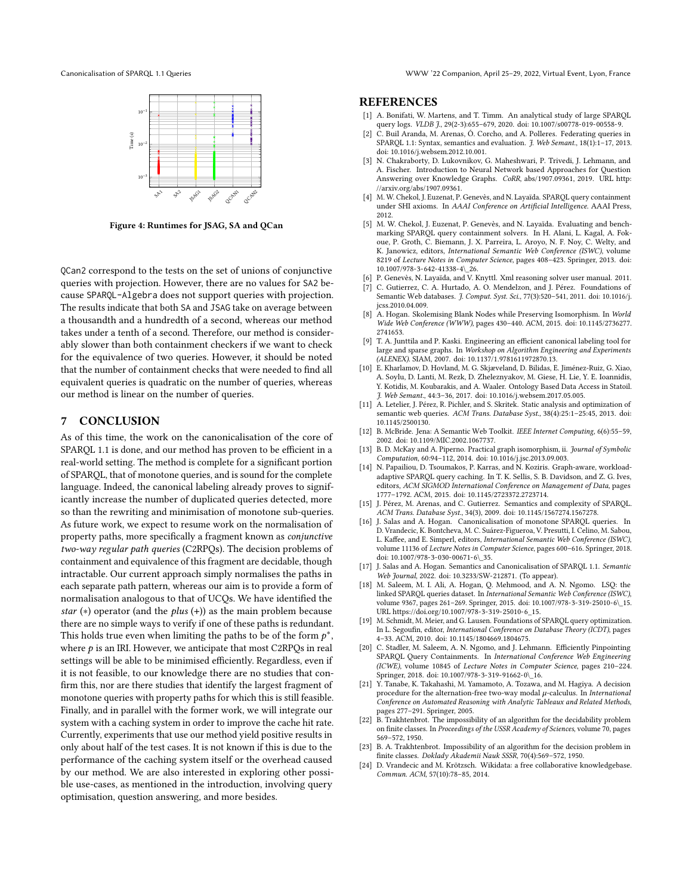$10^{-1}$
$10^{-2}$
$10^{-3}$
Time (s)
SA1
SA2
JSAG1
JSAG2
QCAN1
QCAN2

Figure 4: Runtimes for JSAG, SA and QCan

QCan2 correspond to the tests on the set of unions of conjunctive queries with projection. However, there are no values for SA2 because SPARQL-Algebra does not support queries with projection. The results indicate that both SA and JSAG take on average between a thousandth and a hundredth of a second, whereas our method takes under a tenth of a second. Therefore, our method is considerably slower than both containment checkers if we want to check for the equivalence of two queries. However, it should be noted that the number of containment checks that were needed to find all equivalent queries is quadratic on the number of queries, whereas our method is linear on the number of queries.

## 7 CONCLUSION

As of this time, the work on the canonicalisation of the core of SPARQL 1.1 is done, and our method has proven to be efficient in a real-world setting. The method is complete for a significant portion of SPARQL, that of monotone queries, and is sound for the complete language. Indeed, the canonical labeling already proves to significantly increase the number of duplicated queries detected, more so than the rewriting and minimisation of monotone sub-queries. As future work, we expect to resume work on the normalisation of property paths, more specifically a fragment known as *conjunctive two-way regular path queries* (C2RPQs). The decision problems of containment and equivalence of this fragment are decidable, though intractable. Our current approach simply normalises the paths in each separate path pattern, whereas our aim is to provide a form of normalisation analogous to that of UCQs. We have identified the *star* ($*$) operator (and the *plus* ($+$)) as the main problem because there are no simple ways to verify if one of these paths is redundant. This holds true even when limiting the paths to be of the form $p^*$, where $p$ is an IRI. However, we anticipate that most C2RPQs in real settings will be able to be minimised efficiently. Regardless, even if it is not feasible, to our knowledge there are no studies that confirm this, nor are there studies that identify the largest fragment of monotone queries with property paths for which this is still feasible. Finally, and in parallel with the former work, we will integrate our system with a caching system in order to improve the cache hit rate. Currently, experiments that use our method yield positive results in only about half of the test cases. It is not known if this is due to the performance of the caching system itself or the overhead caused by our method. We are also interested in exploring other possible use-cases, as mentioned in the introduction, involving query optimisation, question answering, and more besides.

## REFERENCES

[1] A. Bonifati, W. Martens, and T. Timm. An analytical study of large SPARQL query logs. *VLDB J.*, 29(2-3):655–679, 2020. doi: 10.1007/s00778-019-00558-9.

[2] C. Buil Aranda, M. Arenas, Ó. Corcho, and A. Polleres. Federating queries in SPARQL 1.1: Syntax, semantics and evaluation. *J. Web Semant.*, 18(1):1–17, 2013. doi: 10.1016/j.websem.2012.10.001.

[3] N. Chakraborty, D. Lukovnikov, G. Maheshwari, P. Trivedi, J. Lehmann, and A. Fischer. Introduction to Neural Network based Approaches for Question Answering over Knowledge Graphs. *CoRR*, abs/1907.09361, 2019. URL http://arxiv.org/abs/1907.09361.

[4] M. W. Chekol, J. Euzenat, P. Genevès, and N. Layaïda. SPARQL query containment under SHI axioms. In *AAAI Conference on Artificial Intelligence*. AAAI Press, 2012.

[5] M. W. Chekol, J. Euzenat, P. Genevès, and N. Layaïda. Evaluating and benchmarking SPARQL query containment solvers. In H. Alani, L. Kagal, A. Fokoue, P. Groth, C. Biemann, J. X. Parreira, L. Aroyo, N. F. Noy, C. Welty, and K. Janowicz, editors, *International Semantic Web Conference (ISWC)*, volume 8219 of *Lecture Notes in Computer Science*, pages 408–423. Springer, 2013. doi: 10.1007/978-3-642-41338-4_26.

[6] P. Genevès, N. Layaïda, and V. Knyttl. Xml reasoning solver user manual. 2011.

[7] C. Gutierrez, C. A. Hurtado, A. O. Mendelzon, and J. Pérez. Foundations of Semantic Web databases. *J. Comput. Syst. Sci.*, 77(3):520–541, 2011. doi: 10.1016/j.jcss.2010.04.009.

[8] A. Hogan. Skolemising Blank Nodes while Preserving Isomorphism. In *World Wide Web Conference (WWW)*, pages 430–440. ACM, 2015. doi: 10.1145/2736277.2741653.

[9] T. A. Junttila and P. Kaski. Engineering an efficient canonical labeling tool for large and sparse graphs. In *Workshop on Algorithm Engineering and Experiments (ALENEX)*. SIAM, 2007. doi: 10.1137/1.9781611972870.13.

[10] E. Kharlamov, D. Hovland, M. G. Skjæveland, D. Bilidas, E. Jiménez-Ruiz, G. Xiao, A. Soylu, D. Lanti, M. Rezk, D. Zheleznyakov, M. Giese, H. Lie, Y. E. Ioannidis, Y. Kotidis, M. Koubarakis, and A. Waaler. Ontology Based Data Access in Statoil. *J. Web Semant.*, 44:3–36, 2017. doi: 10.1016/j.websem.2017.05.005.

[11] A. Letelier, J. Pérez, R. Pichler, and S. Skritek. Static analysis and optimization of semantic web queries. *ACM Trans. Database Syst.*, 38(4):25:1–25:45, 2013. doi: 10.1145/2500130.

[12] B. McBride. Jena: A Semantic Web Toolkit. *IEEE Internet Computing*, 6(6):55–59, 2002. doi: 10.1109/MIC.2002.1067737.

[13] B. D. McKay and A. Piperno. Practical graph isomorphism, ii. *Journal of Symbolic Computation*, 60:94–112, 2014. doi: 10.1016/j.jsc.2013.09.003.

[14] N. Papailiou, D. Tsoumakos, P. Karras, and N. Koziris. Graph-aware, workload-adaptive SPARQL query caching. In T. K. Sellis, S. B. Davidson, and Z. G. Ives, editors, *ACM SIGMOD International Conference on Management of Data*, pages 1777–1792. ACM, 2015. doi: 10.1145/2723372.2723714.

[15] J. Pérez, M. Arenas, and C. Gutierrez. Semantics and complexity of SPARQL. *ACM Trans. Database Syst.*, 34(3), 2009. doi: 10.1145/1567274.1567278.

[16] J. Salas and A. Hogan. Canonicalisation of monotone SPARQL queries. In D. Vrandecic, K. Bontcheva, M. C. Suárez-Figueroa, V. Presutti, I. Celino, M. Sabou, L. Kaffee, and E. Simperl, editors, *International Semantic Web Conference (ISWC)*, volume 11136 of *Lecture Notes in Computer Science*, pages 600–616. Springer, 2018. doi: 10.1007/978-3-030-00671-6_35.

[17] J. Salas and A. Hogan. Semantics and Canonicalisation of SPARQL 1.1. *Semantic Web Journal*, 2022. doi: 10.3233/SW-212871. (To appear).

[18] M. Saleem, M. I. Ali, A. Hogan, Q. Mehmood, and A. N. Ngomo. LSQ: the linked SPARQL queries dataset. In *International Semantic Web Conference (ISWC)*, volume 9367, pages 261–269. Springer, 2015. doi: 10.1007/978-3-319-25010-6_15. URL https://doi.org/10.1007/978-3-319-25010-6_15.

[19] M. Schmidt, M. Meier, and G. Lausen. Foundations of SPARQL query optimization. In L. Segoufin, editor, *International Conference on Database Theory (ICDT)*, pages 4–33. ACM, 2010. doi: 10.1145/1804669.1804675.

[20] C. Stadler, M. Saleem, A. N. Ngomo, and J. Lehmann. Efficiently Pinpointing SPARQL Query Containments. In *International Conference Web Engineering (ICWE)*, volume 10845 of *Lecture Notes in Computer Science*, pages 210–224. Springer, 2018. doi: 10.1007/978-3-319-91662-0_16.

[21] Y. Tanabe, K. Takahashi, M. Yamamoto, A. Tozawa, and M. Hagiya. A decision procedure for the alternation-free two-way modal $\mu$-calculus. In *International Conference on Automated Reasoning with Analytic Tableaux and Related Methods*, pages 277–291. Springer, 2005.

[22] B. Trakhtenbrot. The impossibility of an algorithm for the decidability problem on finite classes. In *Proceedings of the USSR Academy of Sciences*, volume 70, pages 569–572, 1950.

[23] B. A. Trakhtenbrot. Impossibility of an algorithm for the decision problem in finite classes. *Doklady Akademii Nauk SSSR*, 70(4):569–572, 1950.

[24] D. Vrandecic and M. Krötzsch. Wikidata: a free collaborative knowledgebase. *Commun. ACM*, 57(10):78–85, 2014.